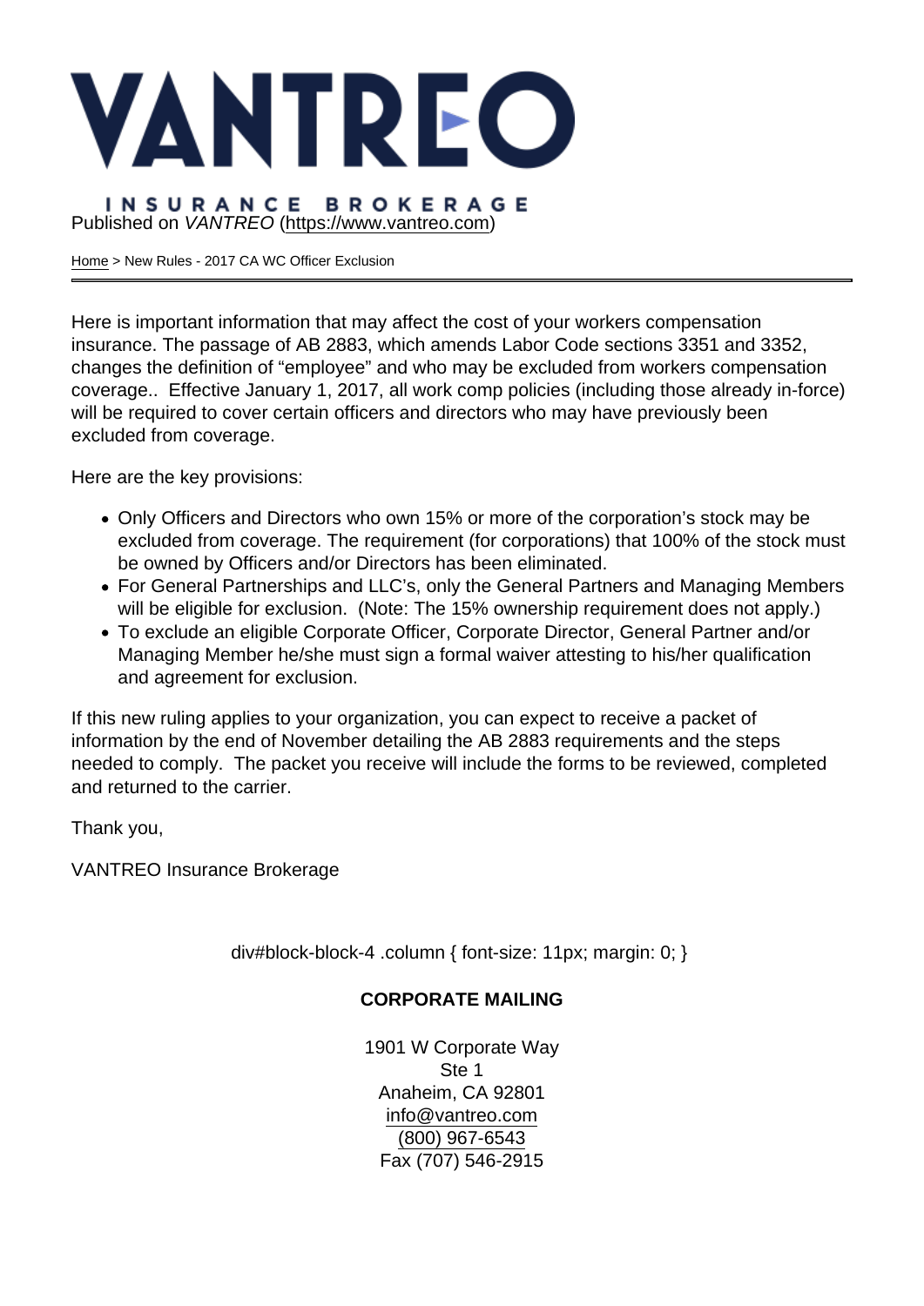# VANTREO

INSURANCE BROKERAGE

Published on *VANTREO* (https://www.vantreo.com)

Home > New Rules - 2017 CA WC Officer Exclusion

---

Here is important information that may affect the cost of your workers compensation insurance. The passage of AB 2883, which amends Labor Code sections 3351 and 3352, changes the definition of "employee" and who may be excluded from workers compensation coverage.. Effective January 1, 2017, all work comp policies (including those already in-force) will be required to cover certain officers and directors who may have previously been excluded from coverage.

Here are the key provisions:

- Only Officers and Directors who own 15% or more of the corporation's stock may be excluded from coverage. The requirement (for corporations) that 100% of the stock must be owned by Officers and/or Directors has been eliminated.
- For General Partnerships and LLC's, only the General Partners and Managing Members will be eligible for exclusion. (Note: The 15% ownership requirement does not apply.)
- To exclude an eligible Corporate Officer, Corporate Director, General Partner and/or Managing Member he/she must sign a formal waiver attesting to his/her qualification and agreement for exclusion.

If this new ruling applies to your organization, you can expect to receive a packet of information by the end of November detailing the AB 2883 requirements and the steps needed to comply. The packet you receive will include the forms to be reviewed, completed and returned to the carrier.

Thank you,

VANTREO Insurance Brokerage

div#block-block-4 .column { font-size: 11px; margin: 0; }

**CORPORATE MAILING**

1901 W Corporate Way
Ste 1
Anaheim, CA 92801
info@vantreo.com
(800) 967-6543
Fax (707) 546-2915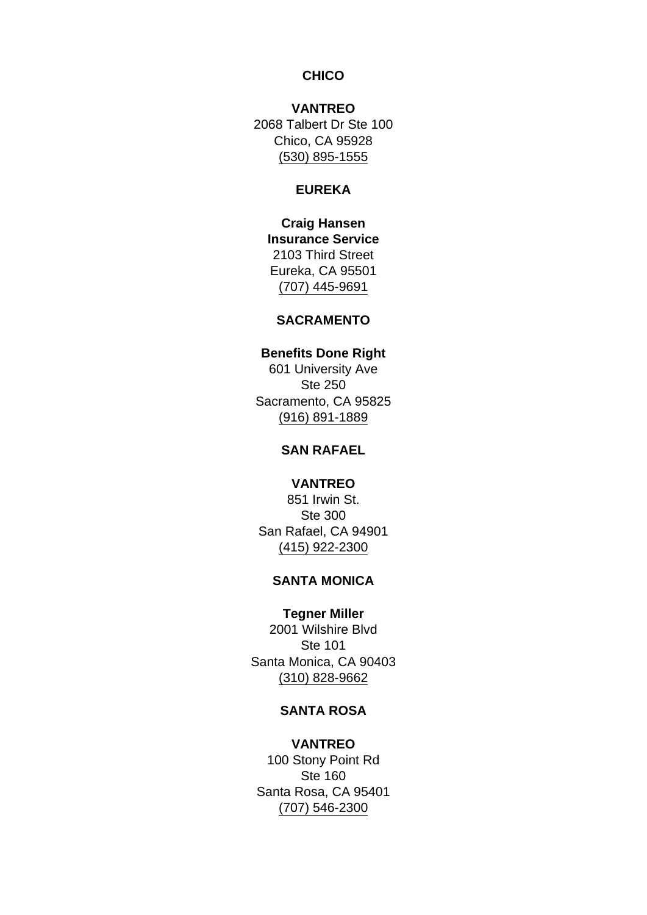**CHICO**

**VANTREO**
2068 Talbert Dr Ste 100
Chico, CA 95928
(530) 895-1555

**EUREKA**

**Craig Hansen Insurance Service**
2103 Third Street
Eureka, CA 95501
(707) 445-9691

**SACRAMENTO**

**Benefits Done Right**
601 University Ave
Ste 250
Sacramento, CA 95825
(916) 891-1889

**SAN RAFAEL**

**VANTREO**
851 Irwin St.
Ste 300
San Rafael, CA 94901
(415) 922-2300

**SANTA MONICA**

**Tegner Miller**
2001 Wilshire Blvd
Ste 101
Santa Monica, CA 90403
(310) 828-9662

**SANTA ROSA**

**VANTREO**
100 Stony Point Rd
Ste 160
Santa Rosa, CA 95401
(707) 546-2300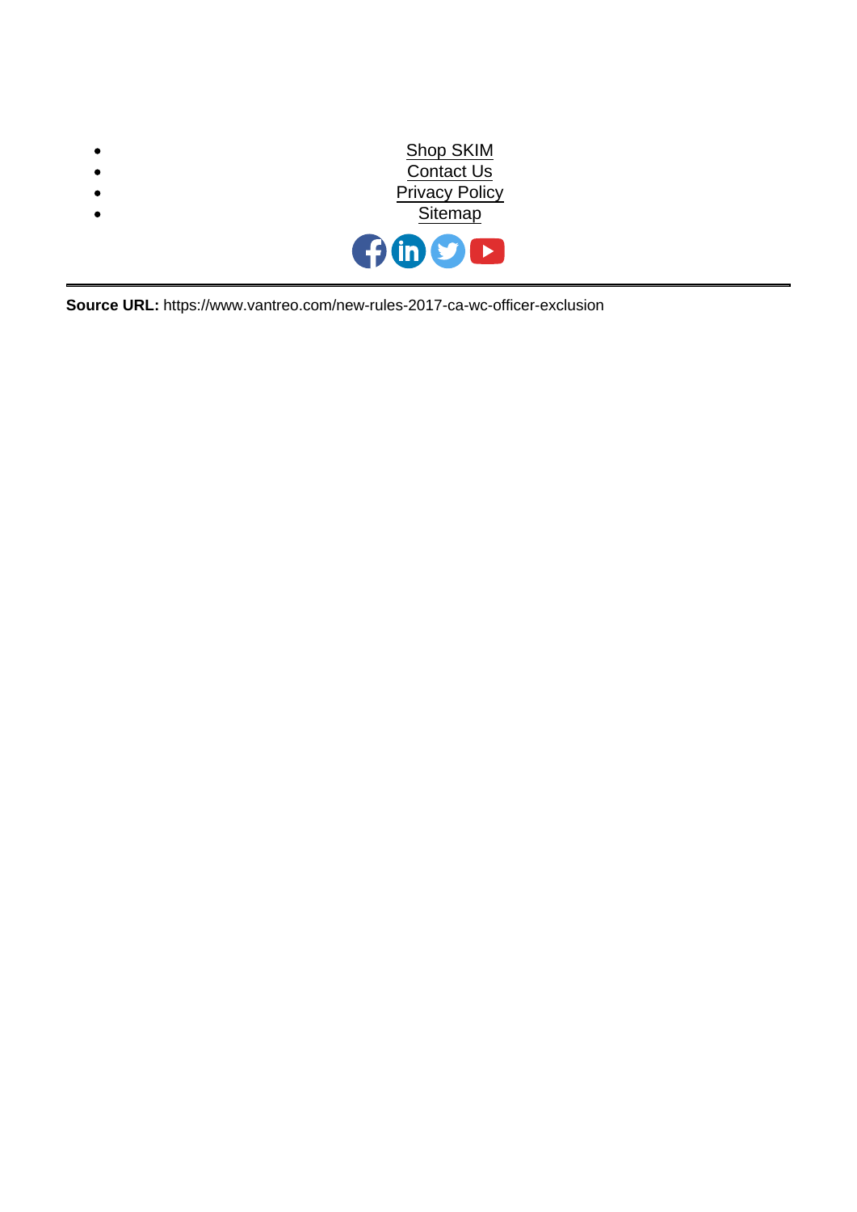- Shop SKIM
- Contact Us
- Privacy Policy
- Sitemap

---

**Source URL:** https://www.vantreo.com/new-rules-2017-ca-wc-officer-exclusion